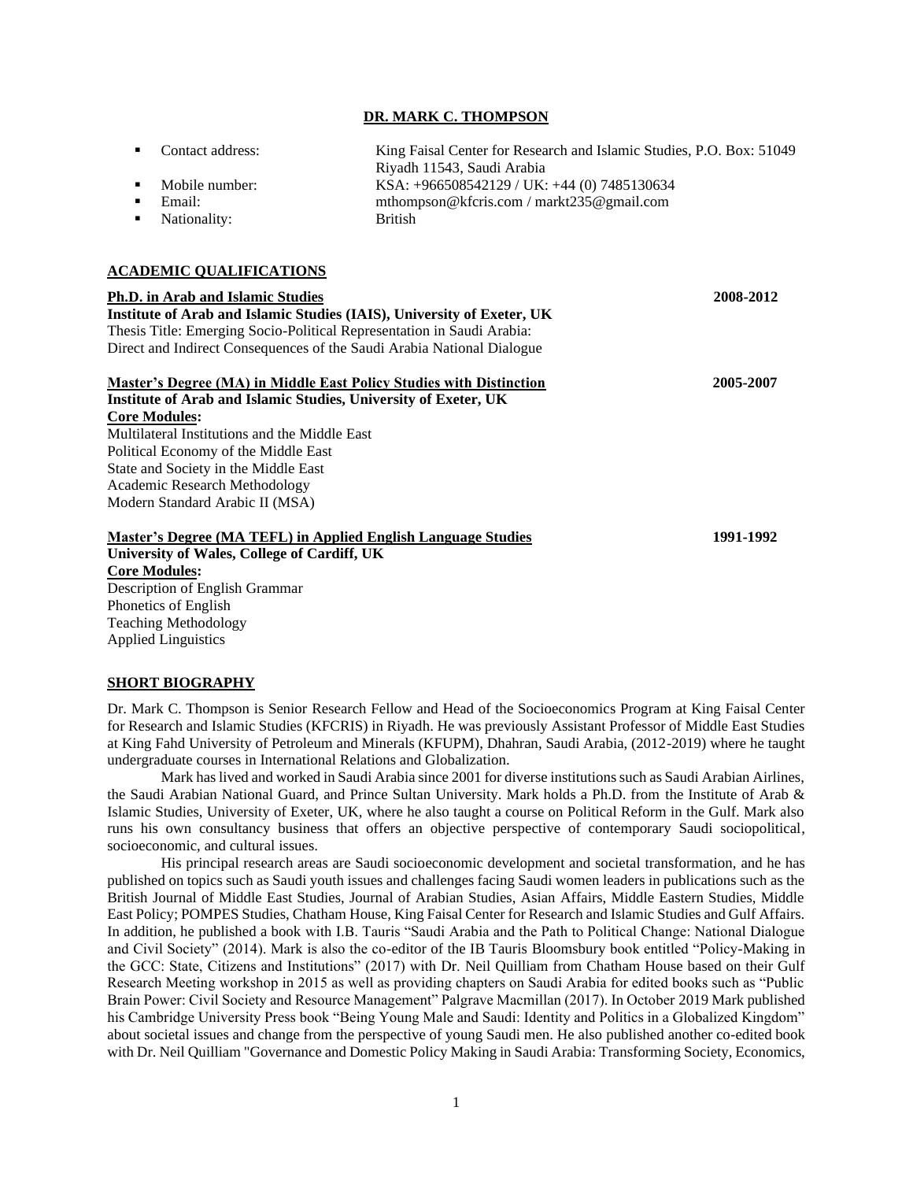# DR. MARK C. THOMPSON

- Contact address: King Faisal Center for Research and Islamic Studies, P.O. Box: 51049 Riyadh 11543, Saudi Arabia
- Mobile number: KSA: +966508542129 / UK: +44 (0) 7485130634
- Email: mthompson@kfcris.com / markt235@gmail.com
- Nationality: British

## ACADEMIC QUALIFICATIONS

**Ph.D. in Arab and Islamic Studies** **2008-2012**
**Institute of Arab and Islamic Studies (IAIS), University of Exeter, UK**
Thesis Title: Emerging Socio-Political Representation in Saudi Arabia: Direct and Indirect Consequences of the Saudi Arabia National Dialogue

**Master's Degree (MA) in Middle East Policy Studies with Distinction** **2005-2007**
**Institute of Arab and Islamic Studies, University of Exeter, UK**
**Core Modules:**
Multilateral Institutions and the Middle East
Political Economy of the Middle East
State and Society in the Middle East
Academic Research Methodology
Modern Standard Arabic II (MSA)

**Master's Degree (MA TEFL) in Applied English Language Studies** **1991-1992**
**University of Wales, College of Cardiff, UK**
**Core Modules:**
Description of English Grammar
Phonetics of English
Teaching Methodology
Applied Linguistics

## SHORT BIOGRAPHY

Dr. Mark C. Thompson is Senior Research Fellow and Head of the Socioeconomics Program at King Faisal Center for Research and Islamic Studies (KFCRIS) in Riyadh. He was previously Assistant Professor of Middle East Studies at King Fahd University of Petroleum and Minerals (KFUPM), Dhahran, Saudi Arabia, (2012-2019) where he taught undergraduate courses in International Relations and Globalization.

Mark has lived and worked in Saudi Arabia since 2001 for diverse institutions such as Saudi Arabian Airlines, the Saudi Arabian National Guard, and Prince Sultan University. Mark holds a Ph.D. from the Institute of Arab & Islamic Studies, University of Exeter, UK, where he also taught a course on Political Reform in the Gulf. Mark also runs his own consultancy business that offers an objective perspective of contemporary Saudi sociopolitical, socioeconomic, and cultural issues.

His principal research areas are Saudi socioeconomic development and societal transformation, and he has published on topics such as Saudi youth issues and challenges facing Saudi women leaders in publications such as the British Journal of Middle East Studies, Journal of Arabian Studies, Asian Affairs, Middle Eastern Studies, Middle East Policy; POMPES Studies, Chatham House, King Faisal Center for Research and Islamic Studies and Gulf Affairs. In addition, he published a book with I.B. Tauris "Saudi Arabia and the Path to Political Change: National Dialogue and Civil Society" (2014). Mark is also the co-editor of the IB Tauris Bloomsbury book entitled "Policy-Making in the GCC: State, Citizens and Institutions" (2017) with Dr. Neil Quilliam from Chatham House based on their Gulf Research Meeting workshop in 2015 as well as providing chapters on Saudi Arabia for edited books such as "Public Brain Power: Civil Society and Resource Management" Palgrave Macmillan (2017). In October 2019 Mark published his Cambridge University Press book "Being Young Male and Saudi: Identity and Politics in a Globalized Kingdom" about societal issues and change from the perspective of young Saudi men. He also published another co-edited book with Dr. Neil Quilliam "Governance and Domestic Policy Making in Saudi Arabia: Transforming Society, Economics,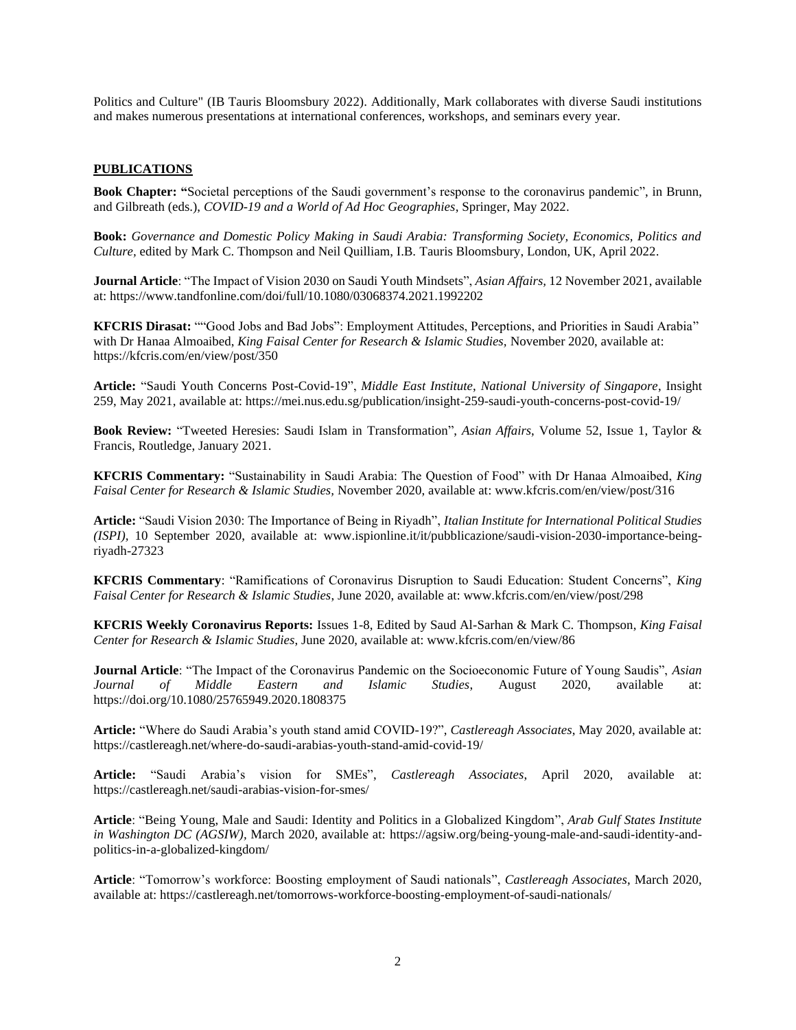Politics and Culture" (IB Tauris Bloomsbury 2022). Additionally, Mark collaborates with diverse Saudi institutions and makes numerous presentations at international conferences, workshops, and seminars every year.

## PUBLICATIONS

**Book Chapter: "**Societal perceptions of the Saudi government's response to the coronavirus pandemic", in Brunn, and Gilbreath (eds.), *COVID-19 and a World of Ad Hoc Geographies*, Springer, May 2022.

**Book:** *Governance and Domestic Policy Making in Saudi Arabia: Transforming Society, Economics, Politics and Culture,* edited by Mark C. Thompson and Neil Quilliam, I.B. Tauris Bloomsbury, London, UK, April 2022.

**Journal Article**: "The Impact of Vision 2030 on Saudi Youth Mindsets", *Asian Affairs*, 12 November 2021, available at: https://www.tandfonline.com/doi/full/10.1080/03068374.2021.1992202

**KFCRIS Dirasat:** ""Good Jobs and Bad Jobs": Employment Attitudes, Perceptions, and Priorities in Saudi Arabia" with Dr Hanaa Almoaibed, *King Faisal Center for Research & Islamic Studies*, November 2020, available at: https://kfcris.com/en/view/post/350

**Article:** "Saudi Youth Concerns Post-Covid-19", *Middle East Institute*, *National University of Singapore*, Insight 259, May 2021, available at: https://mei.nus.edu.sg/publication/insight-259-saudi-youth-concerns-post-covid-19/

**Book Review:** "Tweeted Heresies: Saudi Islam in Transformation", *Asian Affairs*, Volume 52, Issue 1, Taylor & Francis, Routledge, January 2021.

**KFCRIS Commentary:** "Sustainability in Saudi Arabia: The Question of Food" with Dr Hanaa Almoaibed, *King Faisal Center for Research & Islamic Studies,* November 2020, available at: www.kfcris.com/en/view/post/316

**Article:** "Saudi Vision 2030: The Importance of Being in Riyadh", *Italian Institute for International Political Studies (ISPI)*, 10 September 2020, available at: www.ispionline.it/it/pubblicazione/saudi-vision-2030-importance-being-riyadh-27323

**KFCRIS Commentary**: "Ramifications of Coronavirus Disruption to Saudi Education: Student Concerns", *King Faisal Center for Research & Islamic Studies*, June 2020, available at: www.kfcris.com/en/view/post/298

**KFCRIS Weekly Coronavirus Reports:** Issues 1-8, Edited by Saud Al-Sarhan & Mark C. Thompson, *King Faisal Center for Research & Islamic Studies*, June 2020, available at: www.kfcris.com/en/view/86

**Journal Article**: "The Impact of the Coronavirus Pandemic on the Socioeconomic Future of Young Saudis", *Asian Journal of Middle Eastern and Islamic Studies*, August 2020, available at: https://doi.org/10.1080/25765949.2020.1808375

**Article:** "Where do Saudi Arabia's youth stand amid COVID-19?", *Castlereagh Associates*, May 2020, available at: https://castlereagh.net/where-do-saudi-arabias-youth-stand-amid-covid-19/

**Article:** "Saudi Arabia's vision for SMEs", *Castlereagh Associates*, April 2020, available at: https://castlereagh.net/saudi-arabias-vision-for-smes/

**Article**: "Being Young, Male and Saudi: Identity and Politics in a Globalized Kingdom", *Arab Gulf States Institute in Washington DC (AGSIW)*, March 2020, available at: https://agsiw.org/being-young-male-and-saudi-identity-and-politics-in-a-globalized-kingdom/

**Article**: "Tomorrow's workforce: Boosting employment of Saudi nationals", *Castlereagh Associates*, March 2020, available at: https://castlereagh.net/tomorrows-workforce-boosting-employment-of-saudi-nationals/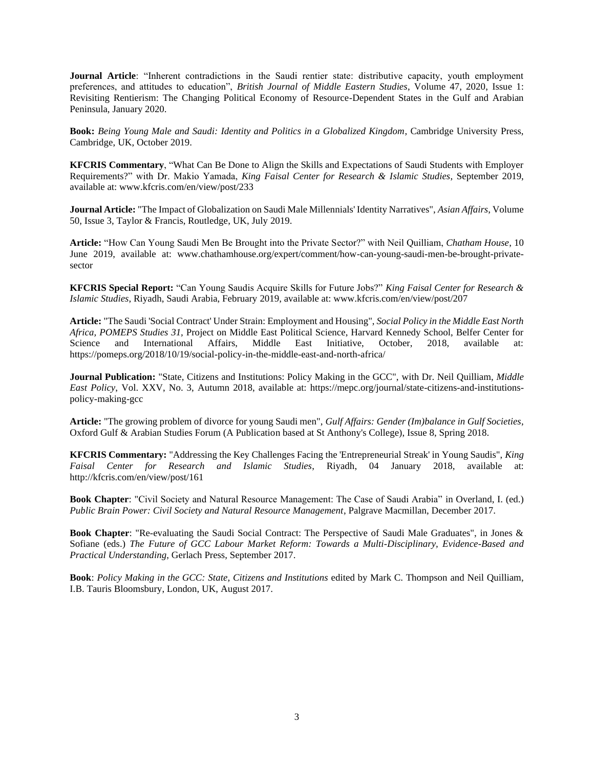**Journal Article**: "Inherent contradictions in the Saudi rentier state: distributive capacity, youth employment preferences, and attitudes to education", *British Journal of Middle Eastern Studies*, Volume 47, 2020, Issue 1: Revisiting Rentierism: The Changing Political Economy of Resource-Dependent States in the Gulf and Arabian Peninsula, January 2020.

**Book:** *Being Young Male and Saudi: Identity and Politics in a Globalized Kingdom*, Cambridge University Press, Cambridge, UK, October 2019.

**KFCRIS Commentary**, "What Can Be Done to Align the Skills and Expectations of Saudi Students with Employer Requirements?" with Dr. Makio Yamada, *King Faisal Center for Research & Islamic Studies*, September 2019, available at: www.kfcris.com/en/view/post/233

**Journal Article:** "The Impact of Globalization on Saudi Male Millennials' Identity Narratives", *Asian Affairs*, Volume 50, Issue 3, Taylor & Francis, Routledge, UK, July 2019.

**Article:** "How Can Young Saudi Men Be Brought into the Private Sector?" with Neil Quilliam, *Chatham House*, 10 June 2019, available at: www.chathamhouse.org/expert/comment/how-can-young-saudi-men-be-brought-private-sector

**KFCRIS Special Report:** "Can Young Saudis Acquire Skills for Future Jobs?" *King Faisal Center for Research & Islamic Studies*, Riyadh, Saudi Arabia, February 2019, available at: www.kfcris.com/en/view/post/207

**Article:** "The Saudi 'Social Contract' Under Strain: Employment and Housing", *Social Policy in the Middle East North Africa, POMEPS Studies 31*, Project on Middle East Political Science, Harvard Kennedy School, Belfer Center for Science and International Affairs, Middle East Initiative, October, 2018, available at: https://pomeps.org/2018/10/19/social-policy-in-the-middle-east-and-north-africa/

**Journal Publication:** "State, Citizens and Institutions: Policy Making in the GCC", with Dr. Neil Quilliam, *Middle East Policy*, Vol. XXV, No. 3, Autumn 2018, available at: https://mepc.org/journal/state-citizens-and-institutions-policy-making-gcc

**Article:** "The growing problem of divorce for young Saudi men", *Gulf Affairs: Gender (Im)balance in Gulf Societies*, Oxford Gulf & Arabian Studies Forum (A Publication based at St Anthony's College), Issue 8, Spring 2018.

**KFCRIS Commentary:** "Addressing the Key Challenges Facing the 'Entrepreneurial Streak' in Young Saudis", *King Faisal Center for Research and Islamic Studies*, Riyadh, 04 January 2018, available at: http://kfcris.com/en/view/post/161

**Book Chapter**: "Civil Society and Natural Resource Management: The Case of Saudi Arabia" in Overland, I. (ed.) *Public Brain Power: Civil Society and Natural Resource Management*, Palgrave Macmillan, December 2017.

**Book Chapter**: "Re-evaluating the Saudi Social Contract: The Perspective of Saudi Male Graduates", in Jones & Sofiane (eds.) *The Future of GCC Labour Market Reform: Towards a Multi-Disciplinary, Evidence-Based and Practical Understanding*, Gerlach Press, September 2017.

**Book**: *Policy Making in the GCC: State, Citizens and Institutions* edited by Mark C. Thompson and Neil Quilliam, I.B. Tauris Bloomsbury, London, UK, August 2017.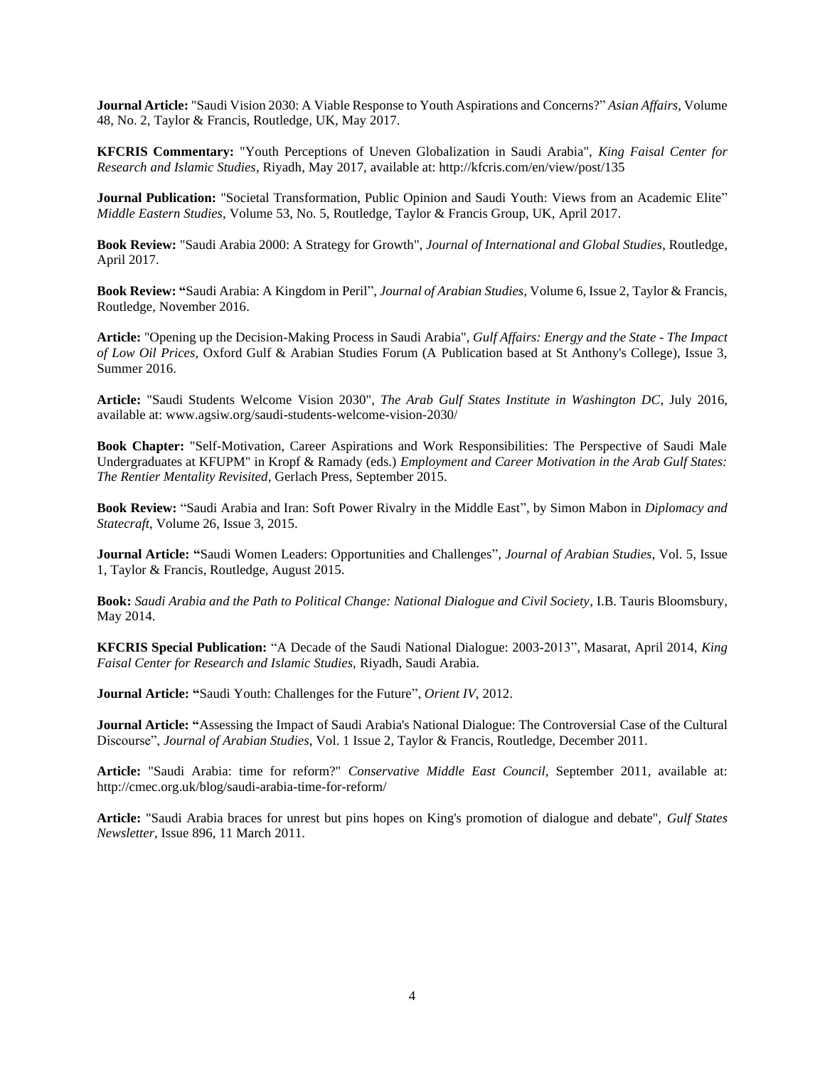**Journal Article:** "Saudi Vision 2030: A Viable Response to Youth Aspirations and Concerns?" *Asian Affairs*, Volume 48, No. 2, Taylor & Francis, Routledge, UK, May 2017.

**KFCRIS Commentary:** "Youth Perceptions of Uneven Globalization in Saudi Arabia", *King Faisal Center for Research and Islamic Studies*, Riyadh, May 2017, available at: http://kfcris.com/en/view/post/135

**Journal Publication:** "Societal Transformation, Public Opinion and Saudi Youth: Views from an Academic Elite" *Middle Eastern Studies*, Volume 53, No. 5, Routledge, Taylor & Francis Group, UK, April 2017.

**Book Review:** "Saudi Arabia 2000: A Strategy for Growth", *Journal of International and Global Studies*, Routledge, April 2017.

**Book Review: "**Saudi Arabia: A Kingdom in Peril", *Journal of Arabian Studies*, Volume 6, Issue 2, Taylor & Francis, Routledge, November 2016.

**Article:** "Opening up the Decision-Making Process in Saudi Arabia", *Gulf Affairs: Energy and the State - The Impact of Low Oil Prices*, Oxford Gulf & Arabian Studies Forum (A Publication based at St Anthony's College), Issue 3, Summer 2016.

**Article:** "Saudi Students Welcome Vision 2030", *The Arab Gulf States Institute in Washington DC*, July 2016, available at: www.agsiw.org/saudi-students-welcome-vision-2030/

**Book Chapter:** "Self-Motivation, Career Aspirations and Work Responsibilities: The Perspective of Saudi Male Undergraduates at KFUPM" in Kropf & Ramady (eds.) *Employment and Career Motivation in the Arab Gulf States: The Rentier Mentality Revisited*, Gerlach Press, September 2015.

**Book Review:** "Saudi Arabia and Iran: Soft Power Rivalry in the Middle East", by Simon Mabon in *Diplomacy and Statecraft*, Volume 26, Issue 3, 2015.

**Journal Article: "**Saudi Women Leaders: Opportunities and Challenges", *Journal of Arabian Studies*, Vol. 5, Issue 1, Taylor & Francis, Routledge, August 2015.

**Book:** *Saudi Arabia and the Path to Political Change: National Dialogue and Civil Society*, I.B. Tauris Bloomsbury, May 2014.

**KFCRIS Special Publication:** "A Decade of the Saudi National Dialogue: 2003-2013", Masarat, April 2014, *King Faisal Center for Research and Islamic Studies*, Riyadh, Saudi Arabia.

**Journal Article: "**Saudi Youth: Challenges for the Future", *Orient IV*, 2012.

**Journal Article: "**Assessing the Impact of Saudi Arabia's National Dialogue: The Controversial Case of the Cultural Discourse", *Journal of Arabian Studies*, Vol. 1 Issue 2, Taylor & Francis, Routledge, December 2011.

**Article:** "Saudi Arabia: time for reform?" *Conservative Middle East Council*, September 2011, available at: http://cmec.org.uk/blog/saudi-arabia-time-for-reform/

**Article:** "Saudi Arabia braces for unrest but pins hopes on King's promotion of dialogue and debate", *Gulf States Newsletter*, Issue 896, 11 March 2011.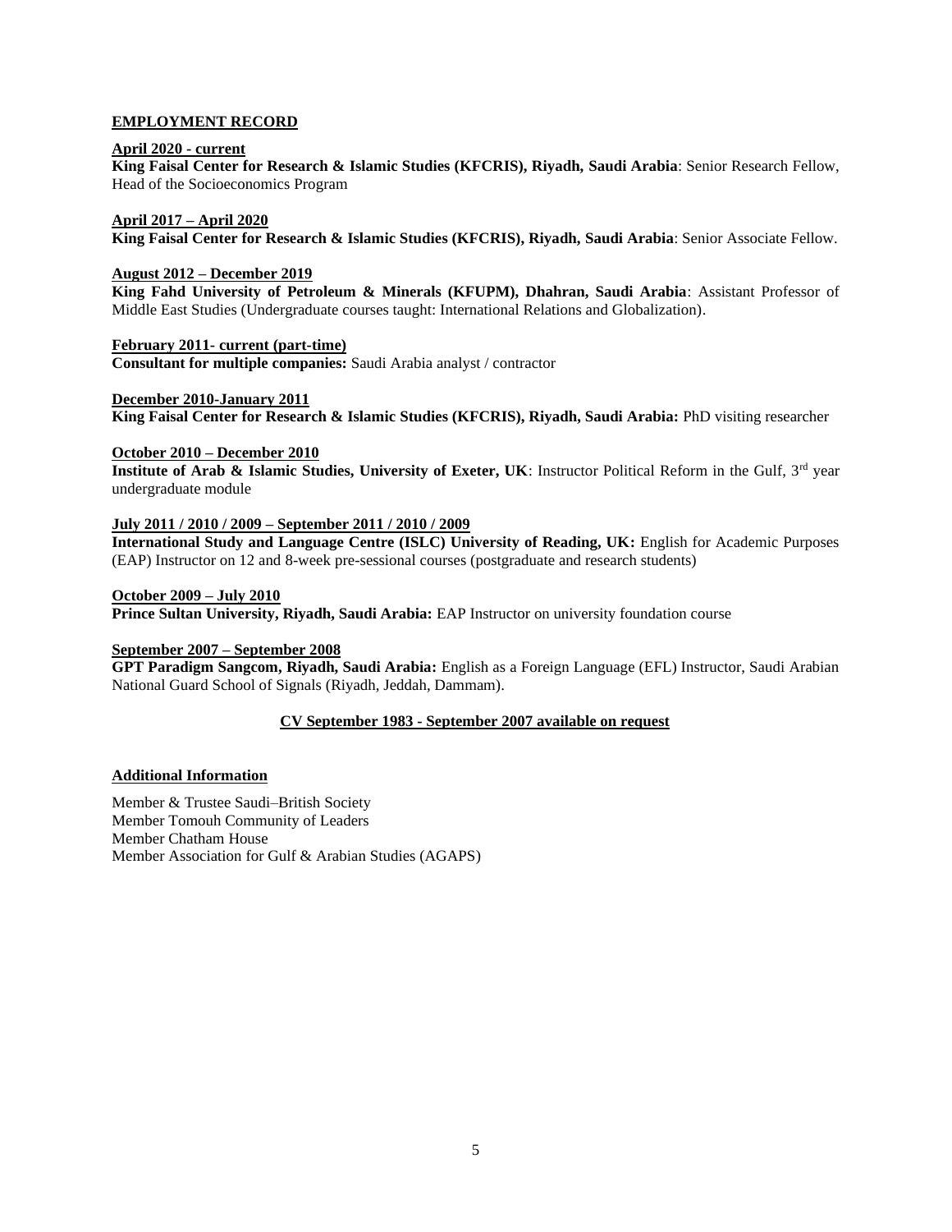## EMPLOYMENT RECORD

**April 2020 - current**
**King Faisal Center for Research & Islamic Studies (KFCRIS), Riyadh, Saudi Arabia**: Senior Research Fellow, Head of the Socioeconomics Program

**April 2017 – April 2020**
**King Faisal Center for Research & Islamic Studies (KFCRIS), Riyadh, Saudi Arabia**: Senior Associate Fellow.

**August 2012 – December 2019**
**King Fahd University of Petroleum & Minerals (KFUPM), Dhahran, Saudi Arabia**: Assistant Professor of Middle East Studies (Undergraduate courses taught: International Relations and Globalization).

**February 2011- current (part-time)**
**Consultant for multiple companies:** Saudi Arabia analyst / contractor

**December 2010-January 2011**
**King Faisal Center for Research & Islamic Studies (KFCRIS), Riyadh, Saudi Arabia:** PhD visiting researcher

**October 2010 – December 2010**
**Institute of Arab & Islamic Studies, University of Exeter, UK**: Instructor Political Reform in the Gulf, 3rd year undergraduate module

**July 2011 / 2010 / 2009 – September 2011 / 2010 / 2009**
**International Study and Language Centre (ISLC) University of Reading, UK:** English for Academic Purposes (EAP) Instructor on 12 and 8-week pre-sessional courses (postgraduate and research students)

**October 2009 – July 2010**
**Prince Sultan University, Riyadh, Saudi Arabia:** EAP Instructor on university foundation course

**September 2007 – September 2008**
**GPT Paradigm Sangcom, Riyadh, Saudi Arabia:** English as a Foreign Language (EFL) Instructor, Saudi Arabian National Guard School of Signals (Riyadh, Jeddah, Dammam).

**CV September 1983 - September 2007 available on request**

## Additional Information

Member & Trustee Saudi–British Society
Member Tomouh Community of Leaders
Member Chatham House
Member Association for Gulf & Arabian Studies (AGAPS)